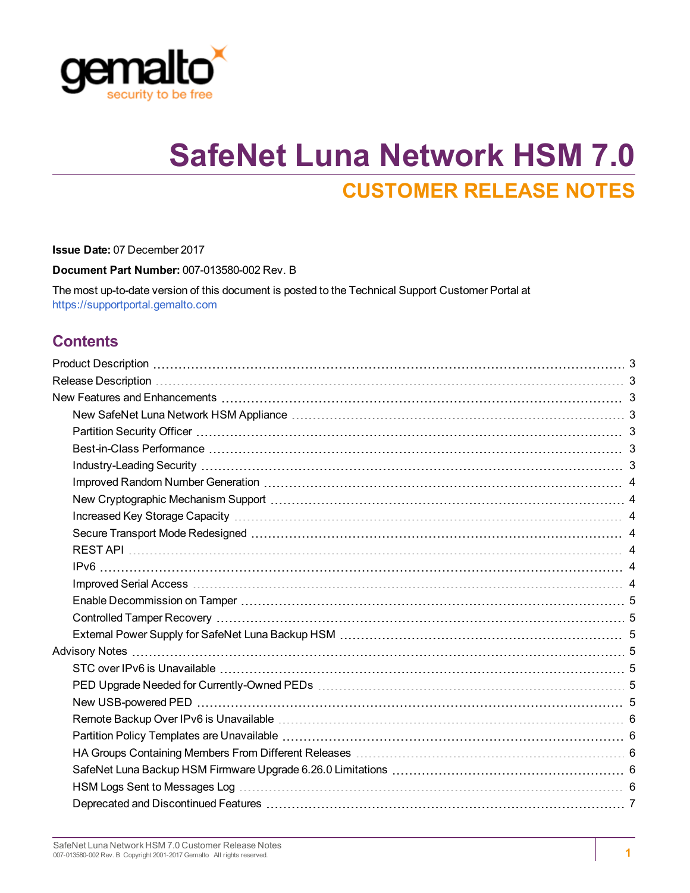# SafeNet Luna Network HSM 7.0

## CUSTOMER RELEASE NOTES

**Issue Date:** 07 December 2017

**Document Part Number:** 007-013580-002 Rev. B

The most up-to-date version of this document is posted to the Technical Support Customer Portal at https://supportportal.gemalto.com

## Contents

- Product Description ... 3
- Release Description ... 3
- New Features and Enhancements ... 3
  - New SafeNet Luna Network HSM Appliance ... 3
  - Partition Security Officer ... 3
  - Best-in-Class Performance ... 3
  - Industry-Leading Security ... 3
  - Improved Random Number Generation ... 4
  - New Cryptographic Mechanism Support ... 4
  - Increased Key Storage Capacity ... 4
  - Secure Transport Mode Redesigned ... 4
  - REST API ... 4
  - IPv6 ... 4
  - Improved Serial Access ... 4
  - Enable Decommission on Tamper ... 5
  - Controlled Tamper Recovery ... 5
  - External Power Supply for SafeNet Luna Backup HSM ... 5
- Advisory Notes ... 5
  - STC over IPv6 is Unavailable ... 5
  - PED Upgrade Needed for Currently-Owned PEDs ... 5
  - New USB-powered PED ... 5
  - Remote Backup Over IPv6 is Unavailable ... 6
  - Partition Policy Templates are Unavailable ... 6
  - HA Groups Containing Members From Different Releases ... 6
  - SafeNet Luna Backup HSM Firmware Upgrade 6.26.0 Limitations ... 6
  - HSM Logs Sent to Messages Log ... 6
  - Deprecated and Discontinued Features ... 7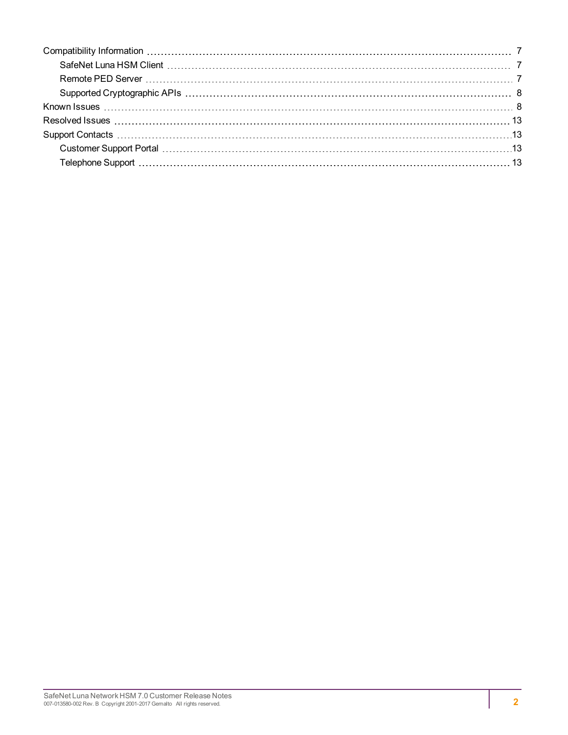Compatibility Information ........ 7

- SafeNet Luna HSM Client ........ 7
- Remote PED Server ........ 7
- Supported Cryptographic APIs ........ 8

Known Issues ........ 8

Resolved Issues ........ 13

Support Contacts ........ 13

- Customer Support Portal ........ 13
- Telephone Support ........ 13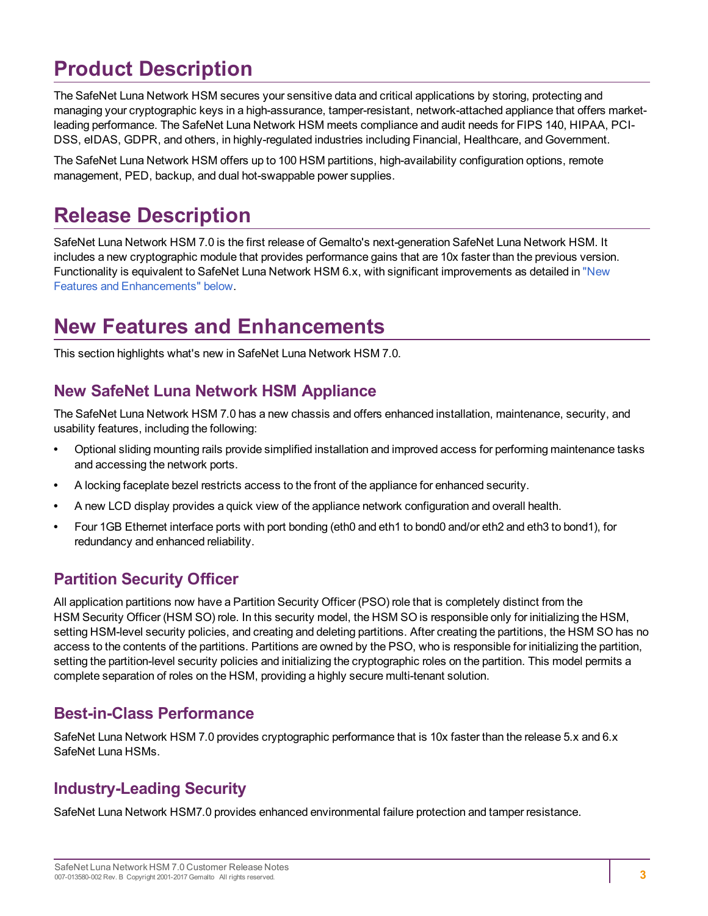# Product Description

The SafeNet Luna Network HSM secures your sensitive data and critical applications by storing, protecting and managing your cryptographic keys in a high-assurance, tamper-resistant, network-attached appliance that offers market-leading performance. The SafeNet Luna Network HSM meets compliance and audit needs for FIPS 140, HIPAA, PCI-DSS, eIDAS, GDPR, and others, in highly-regulated industries including Financial, Healthcare, and Government.

The SafeNet Luna Network HSM offers up to 100 HSM partitions, high-availability configuration options, remote management, PED, backup, and dual hot-swappable power supplies.

# Release Description

SafeNet Luna Network HSM 7.0 is the first release of Gemalto's next-generation SafeNet Luna Network HSM. It includes a new cryptographic module that provides performance gains that are 10x faster than the previous version. Functionality is equivalent to SafeNet Luna Network HSM 6.x, with significant improvements as detailed in "New Features and Enhancements" below.

# New Features and Enhancements

This section highlights what's new in SafeNet Luna Network HSM 7.0.

## New SafeNet Luna Network HSM Appliance

The SafeNet Luna Network HSM 7.0 has a new chassis and offers enhanced installation, maintenance, security, and usability features, including the following:

- Optional sliding mounting rails provide simplified installation and improved access for performing maintenance tasks and accessing the network ports.
- A locking faceplate bezel restricts access to the front of the appliance for enhanced security.
- A new LCD display provides a quick view of the appliance network configuration and overall health.
- Four 1GB Ethernet interface ports with port bonding (eth0 and eth1 to bond0 and/or eth2 and eth3 to bond1), for redundancy and enhanced reliability.

## Partition Security Officer

All application partitions now have a Partition Security Officer (PSO) role that is completely distinct from the HSM Security Officer (HSM SO) role. In this security model, the HSM SO is responsible only for initializing the HSM, setting HSM-level security policies, and creating and deleting partitions. After creating the partitions, the HSM SO has no access to the contents of the partitions. Partitions are owned by the PSO, who is responsible for initializing the partition, setting the partition-level security policies and initializing the cryptographic roles on the partition. This model permits a complete separation of roles on the HSM, providing a highly secure multi-tenant solution.

## Best-in-Class Performance

SafeNet Luna Network HSM 7.0 provides cryptographic performance that is 10x faster than the release 5.x and 6.x SafeNet Luna HSMs.

## Industry-Leading Security

SafeNet Luna Network HSM7.0 provides enhanced environmental failure protection and tamper resistance.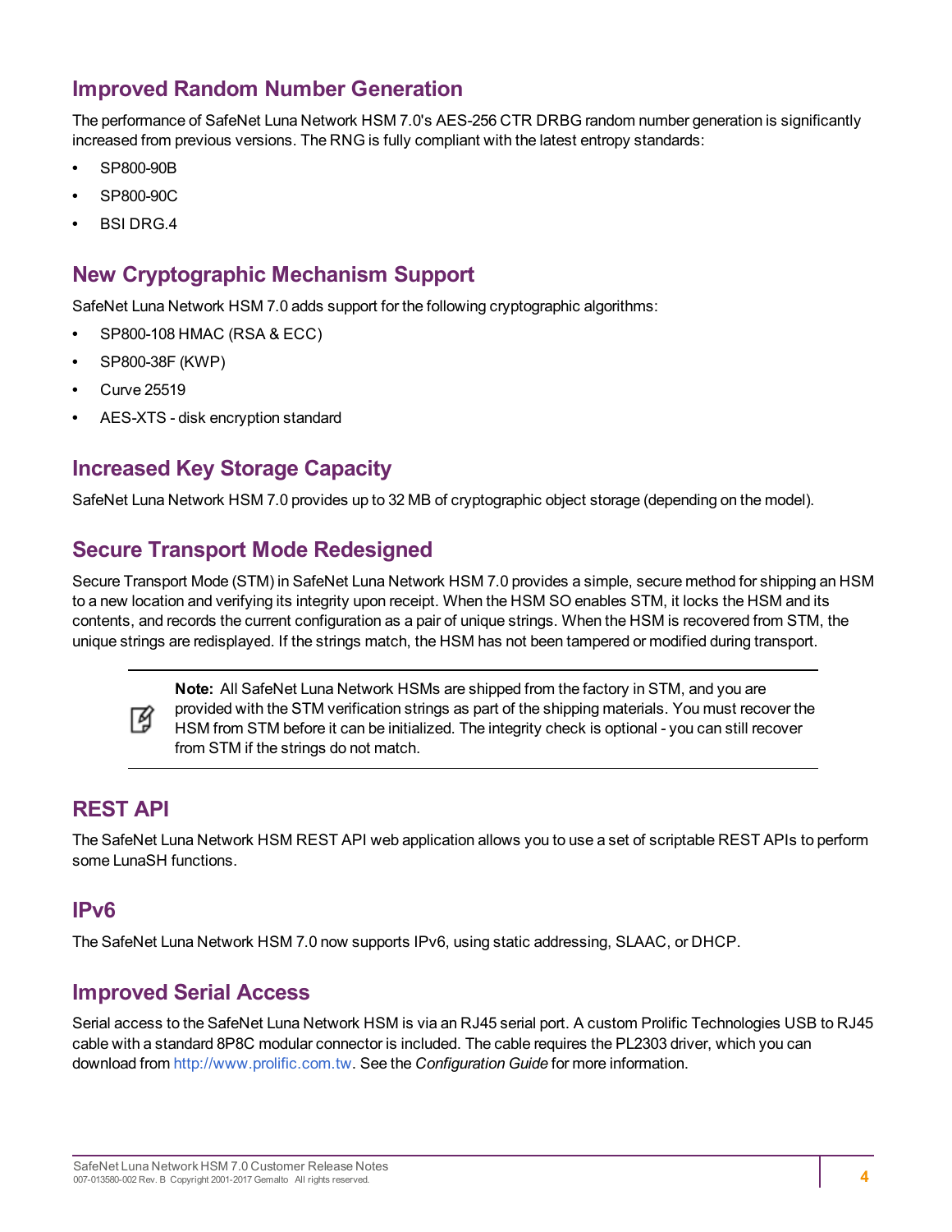## Improved Random Number Generation

The performance of SafeNet Luna Network HSM 7.0's AES-256 CTR DRBG random number generation is significantly increased from previous versions. The RNG is fully compliant with the latest entropy standards:

- SP800-90B
- SP800-90C
- BSI DRG.4

## New Cryptographic Mechanism Support

SafeNet Luna Network HSM 7.0 adds support for the following cryptographic algorithms:

- SP800-108 HMAC (RSA & ECC)
- SP800-38F (KWP)
- Curve 25519
- AES-XTS - disk encryption standard

## Increased Key Storage Capacity

SafeNet Luna Network HSM 7.0 provides up to 32 MB of cryptographic object storage (depending on the model).

## Secure Transport Mode Redesigned

Secure Transport Mode (STM) in SafeNet Luna Network HSM 7.0 provides a simple, secure method for shipping an HSM to a new location and verifying its integrity upon receipt. When the HSM SO enables STM, it locks the HSM and its contents, and records the current configuration as a pair of unique strings. When the HSM is recovered from STM, the unique strings are redisplayed. If the strings match, the HSM has not been tampered or modified during transport.

> **Note:** All SafeNet Luna Network HSMs are shipped from the factory in STM, and you are provided with the STM verification strings as part of the shipping materials. You must recover the HSM from STM before it can be initialized. The integrity check is optional - you can still recover from STM if the strings do not match.

## REST API

The SafeNet Luna Network HSM REST API web application allows you to use a set of scriptable REST APIs to perform some LunaSH functions.

## IPv6

The SafeNet Luna Network HSM 7.0 now supports IPv6, using static addressing, SLAAC, or DHCP.

## Improved Serial Access

Serial access to the SafeNet Luna Network HSM is via an RJ45 serial port. A custom Prolific Technologies USB to RJ45 cable with a standard 8P8C modular connector is included. The cable requires the PL2303 driver, which you can download from http://www.prolific.com.tw. See the *Configuration Guide* for more information.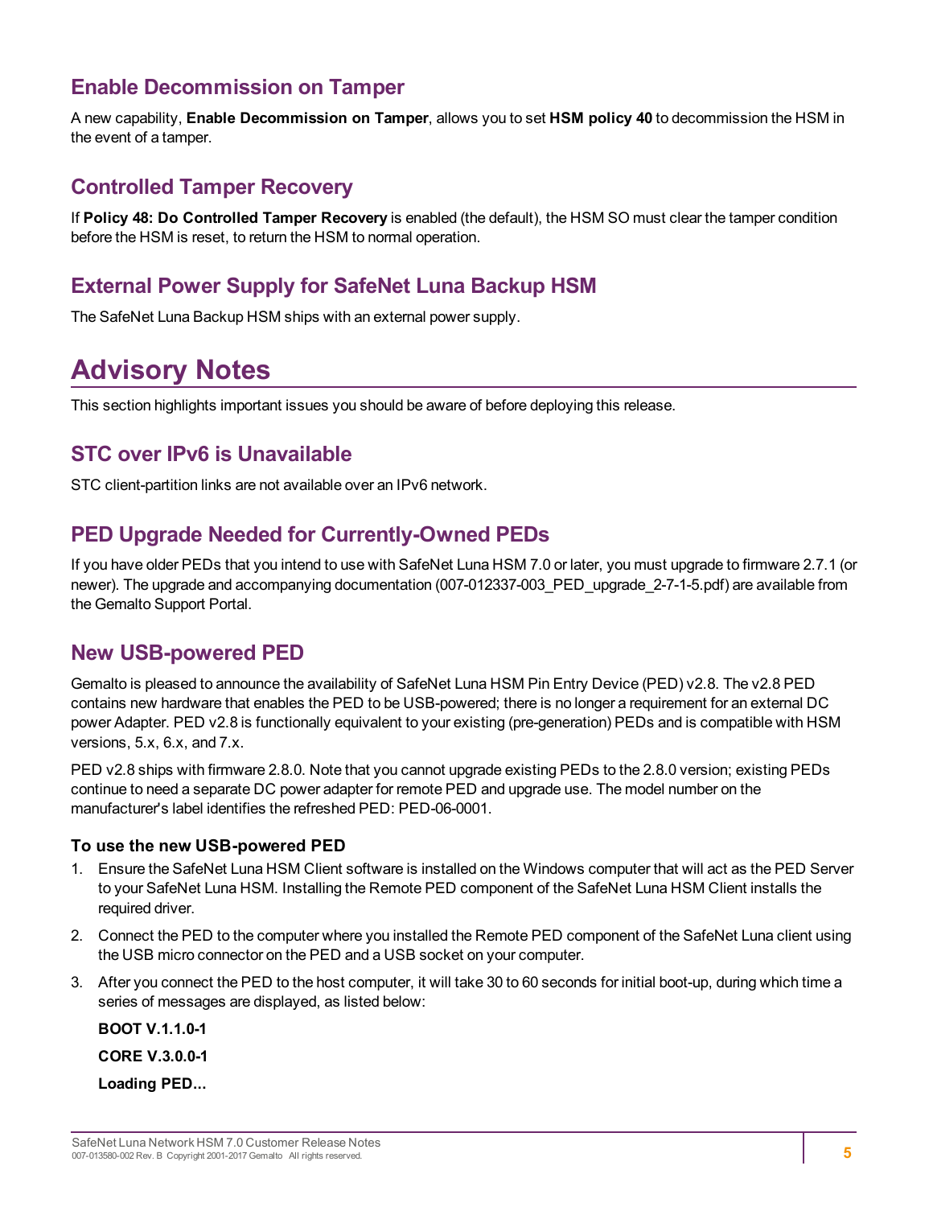## Enable Decommission on Tamper

A new capability, **Enable Decommission on Tamper**, allows you to set **HSM policy 40** to decommission the HSM in the event of a tamper.

## Controlled Tamper Recovery

If **Policy 48: Do Controlled Tamper Recovery** is enabled (the default), the HSM SO must clear the tamper condition before the HSM is reset, to return the HSM to normal operation.

## External Power Supply for SafeNet Luna Backup HSM

The SafeNet Luna Backup HSM ships with an external power supply.

# Advisory Notes

This section highlights important issues you should be aware of before deploying this release.

## STC over IPv6 is Unavailable

STC client-partition links are not available over an IPv6 network.

## PED Upgrade Needed for Currently-Owned PEDs

If you have older PEDs that you intend to use with SafeNet Luna HSM 7.0 or later, you must upgrade to firmware 2.7.1 (or newer). The upgrade and accompanying documentation (007-012337-003_PED_upgrade_2-7-1-5.pdf) are available from the Gemalto Support Portal.

## New USB-powered PED

Gemalto is pleased to announce the availability of SafeNet Luna HSM Pin Entry Device (PED) v2.8. The v2.8 PED contains new hardware that enables the PED to be USB-powered; there is no longer a requirement for an external DC power Adapter. PED v2.8 is functionally equivalent to your existing (pre-generation) PEDs and is compatible with HSM versions, 5.x, 6.x, and 7.x.

PED v2.8 ships with firmware 2.8.0. Note that you cannot upgrade existing PEDs to the 2.8.0 version; existing PEDs continue to need a separate DC power adapter for remote PED and upgrade use. The model number on the manufacturer's label identifies the refreshed PED: PED-06-0001.

### To use the new USB-powered PED

1. Ensure the SafeNet Luna HSM Client software is installed on the Windows computer that will act as the PED Server to your SafeNet Luna HSM. Installing the Remote PED component of the SafeNet Luna HSM Client installs the required driver.
2. Connect the PED to the computer where you installed the Remote PED component of the SafeNet Luna client using the USB micro connector on the PED and a USB socket on your computer.
3. After you connect the PED to the host computer, it will take 30 to 60 seconds for initial boot-up, during which time a series of messages are displayed, as listed below:

   **BOOT V.1.1.0-1**

   **CORE V.3.0.0-1**

   **Loading PED...**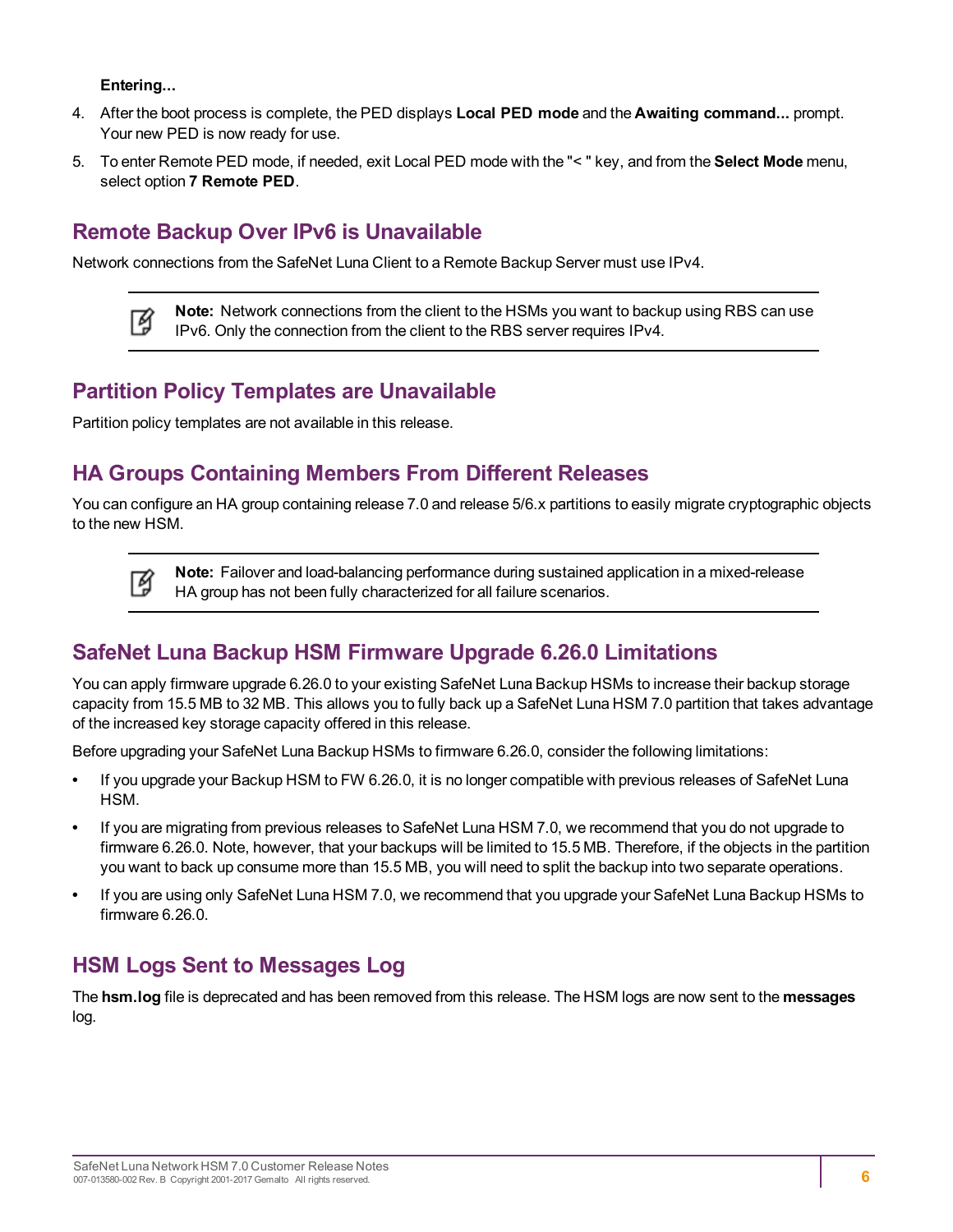**Entering...**

4. After the boot process is complete, the PED displays **Local PED mode** and the **Awaiting command...** prompt. Your new PED is now ready for use.
5. To enter Remote PED mode, if needed, exit Local PED mode with the "< " key, and from the **Select Mode** menu, select option **7 Remote PED**.

## Remote Backup Over IPv6 is Unavailable

Network connections from the SafeNet Luna Client to a Remote Backup Server must use IPv4.

> **Note:** Network connections from the client to the HSMs you want to backup using RBS can use IPv6. Only the connection from the client to the RBS server requires IPv4.

## Partition Policy Templates are Unavailable

Partition policy templates are not available in this release.

## HA Groups Containing Members From Different Releases

You can configure an HA group containing release 7.0 and release 5/6.x partitions to easily migrate cryptographic objects to the new HSM.

> **Note:** Failover and load-balancing performance during sustained application in a mixed-release HA group has not been fully characterized for all failure scenarios.

## SafeNet Luna Backup HSM Firmware Upgrade 6.26.0 Limitations

You can apply firmware upgrade 6.26.0 to your existing SafeNet Luna Backup HSMs to increase their backup storage capacity from 15.5 MB to 32 MB. This allows you to fully back up a SafeNet Luna HSM 7.0 partition that takes advantage of the increased key storage capacity offered in this release.

Before upgrading your SafeNet Luna Backup HSMs to firmware 6.26.0, consider the following limitations:

- If you upgrade your Backup HSM to FW 6.26.0, it is no longer compatible with previous releases of SafeNet Luna HSM.
- If you are migrating from previous releases to SafeNet Luna HSM 7.0, we recommend that you do not upgrade to firmware 6.26.0. Note, however, that your backups will be limited to 15.5 MB. Therefore, if the objects in the partition you want to back up consume more than 15.5 MB, you will need to split the backup into two separate operations.
- If you are using only SafeNet Luna HSM 7.0, we recommend that you upgrade your SafeNet Luna Backup HSMs to firmware 6.26.0.

## HSM Logs Sent to Messages Log

The **hsm.log** file is deprecated and has been removed from this release. The HSM logs are now sent to the **messages** log.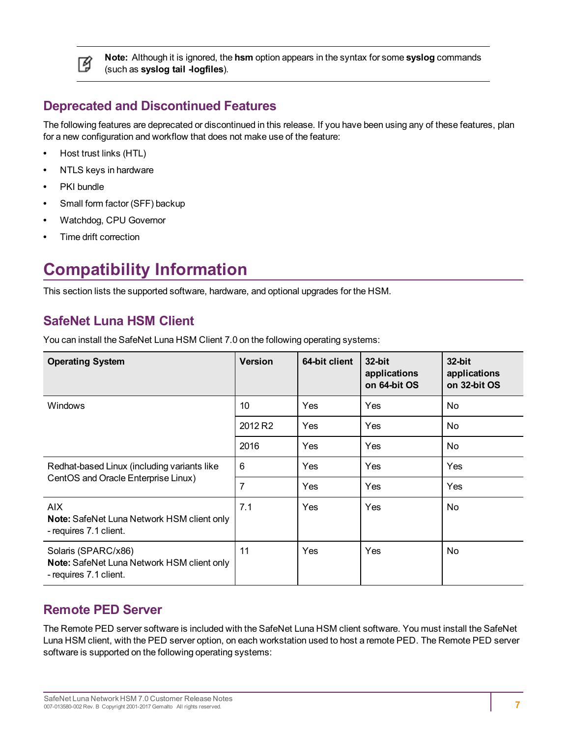> **Note:** Although it is ignored, the **hsm** option appears in the syntax for some **syslog** commands (such as **syslog tail -logfiles**).

## Deprecated and Discontinued Features

The following features are deprecated or discontinued in this release. If you have been using any of these features, plan for a new configuration and workflow that does not make use of the feature:

- Host trust links (HTL)
- NTLS keys in hardware
- PKI bundle
- Small form factor (SFF) backup
- Watchdog, CPU Governor
- Time drift correction

# Compatibility Information

This section lists the supported software, hardware, and optional upgrades for the HSM.

## SafeNet Luna HSM Client

You can install the SafeNet Luna HSM Client 7.0 on the following operating systems:

| Operating System | Version | 64-bit client | 32-bit applications on 64-bit OS | 32-bit applications on 32-bit OS |
|---|---|---|---|---|
| Windows | 10 | Yes | Yes | No |
| | 2012 R2 | Yes | Yes | No |
| | 2016 | Yes | Yes | No |
| Redhat-based Linux (including variants like CentOS and Oracle Enterprise Linux) | 6 | Yes | Yes | Yes |
| | 7 | Yes | Yes | Yes |
| AIX<br>**Note:** SafeNet Luna Network HSM client only - requires 7.1 client. | 7.1 | Yes | Yes | No |
| Solaris (SPARC/x86)<br>**Note:** SafeNet Luna Network HSM client only - requires 7.1 client. | 11 | Yes | Yes | No |

## Remote PED Server

The Remote PED server software is included with the SafeNet Luna HSM client software. You must install the SafeNet Luna HSM client, with the PED server option, on each workstation used to host a remote PED. The Remote PED server software is supported on the following operating systems: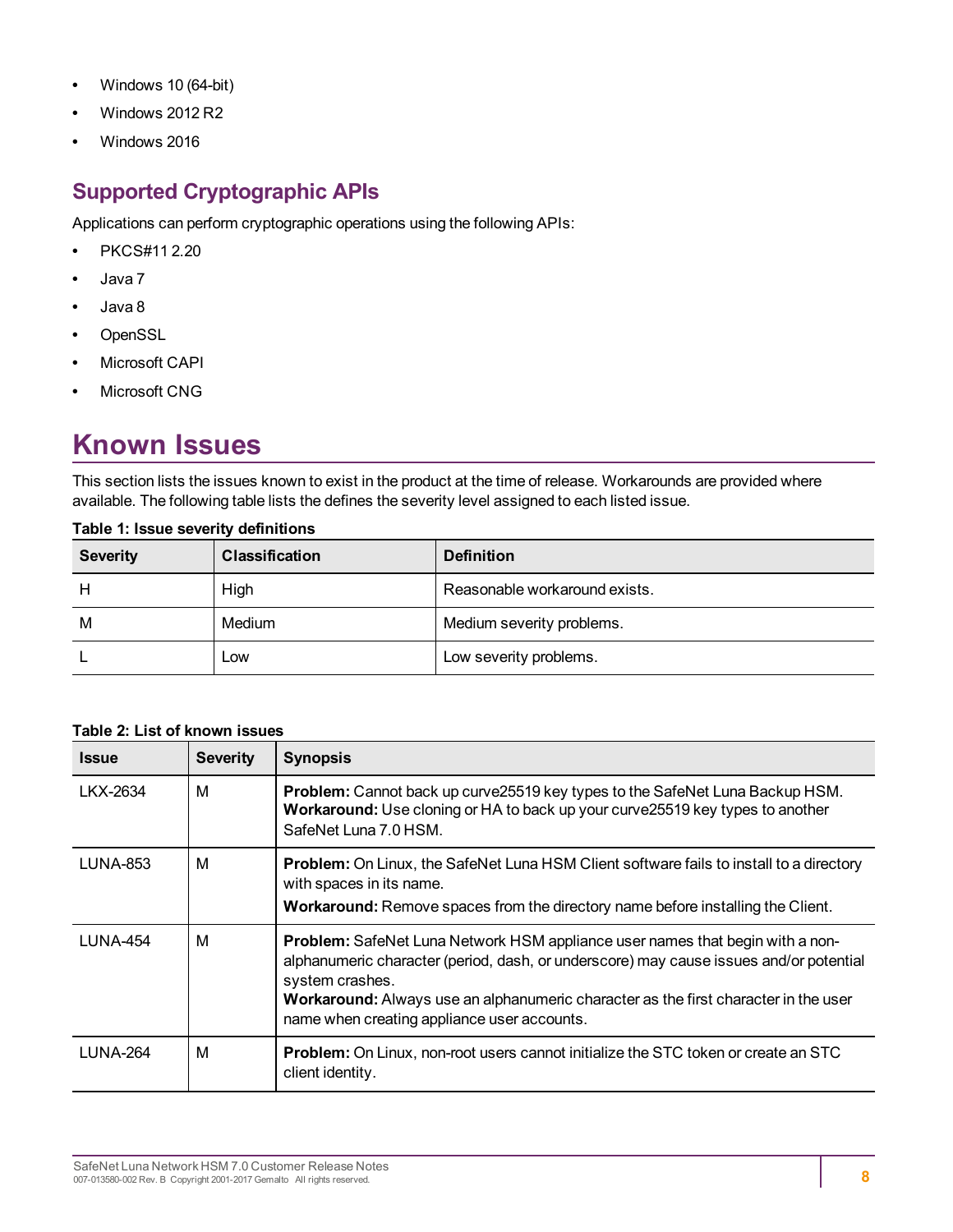- Windows 10 (64-bit)
- Windows 2012 R2
- Windows 2016

## Supported Cryptographic APIs

Applications can perform cryptographic operations using the following APIs:

- PKCS#11 2.20
- Java 7
- Java 8
- OpenSSL
- Microsoft CAPI
- Microsoft CNG

# Known Issues

This section lists the issues known to exist in the product at the time of release. Workarounds are provided where available. The following table lists the defines the severity level assigned to each listed issue.

**Table 1: Issue severity definitions**

| Severity | Classification | Definition |
| --- | --- | --- |
| H | High | Reasonable workaround exists. |
| M | Medium | Medium severity problems. |
| L | Low | Low severity problems. |

**Table 2: List of known issues**

| Issue | Severity | Synopsis |
| --- | --- | --- |
| LKX-2634 | M | **Problem:** Cannot back up curve25519 key types to the SafeNet Luna Backup HSM. **Workaround:** Use cloning or HA to back up your curve25519 key types to another SafeNet Luna 7.0 HSM. |
| LUNA-853 | M | **Problem:** On Linux, the SafeNet Luna HSM Client software fails to install to a directory with spaces in its name. **Workaround:** Remove spaces from the directory name before installing the Client. |
| LUNA-454 | M | **Problem:** SafeNet Luna Network HSM appliance user names that begin with a non-alphanumeric character (period, dash, or underscore) may cause issues and/or potential system crashes. **Workaround:** Always use an alphanumeric character as the first character in the user name when creating appliance user accounts. |
| LUNA-264 | M | **Problem:** On Linux, non-root users cannot initialize the STC token or create an STC client identity. |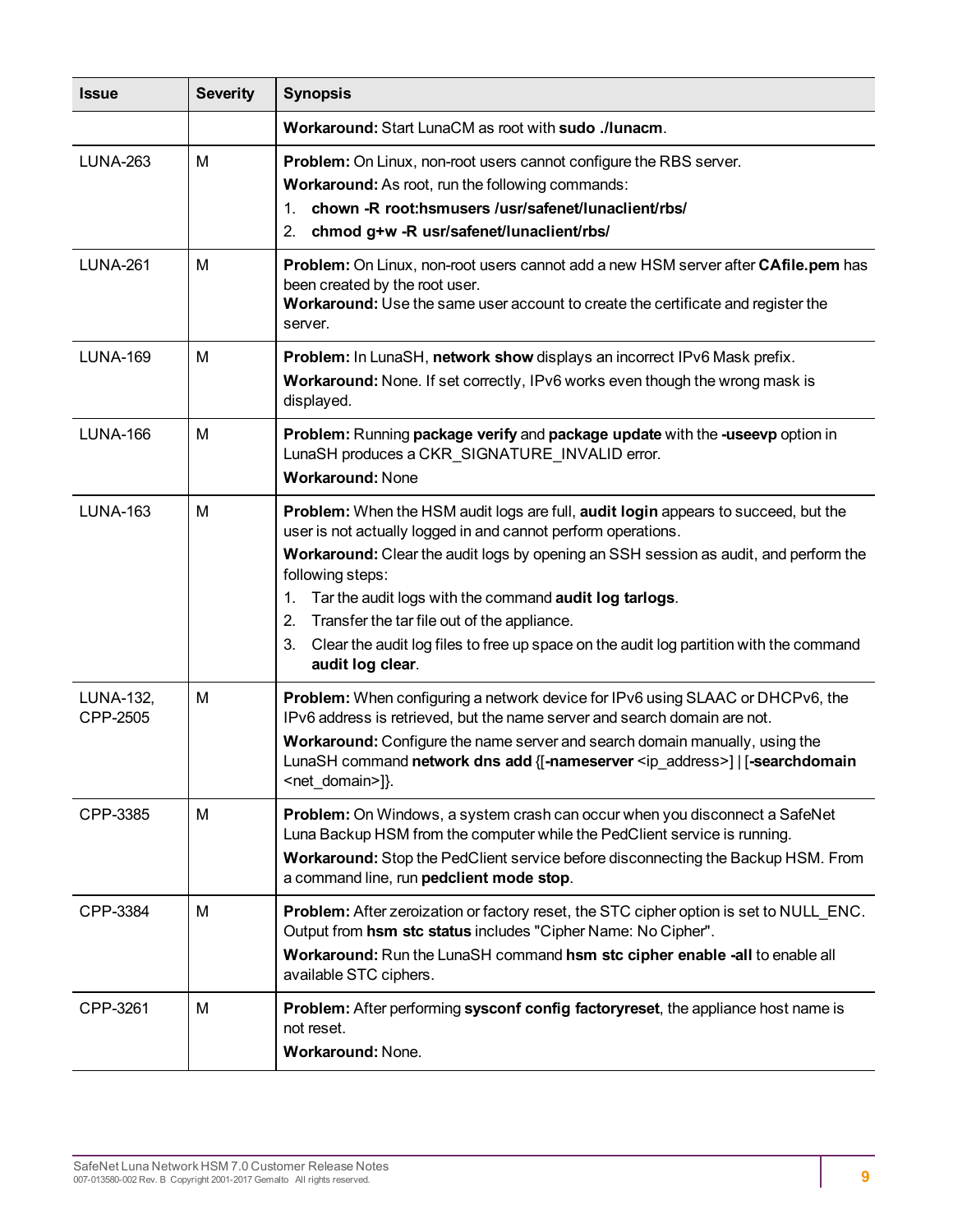| Issue | Severity | Synopsis |
| --- | --- | --- |
| | | **Workaround:** Start LunaCM as root with **sudo ./lunacm**. |
| LUNA-263 | M | **Problem:** On Linux, non-root users cannot configure the RBS server.<br>**Workaround:** As root, run the following commands:<br>1. **chown -R root:hsmusers /usr/safenet/lunaclient/rbs/**<br>2. **chmod g+w -R usr/safenet/lunaclient/rbs/** |
| LUNA-261 | M | **Problem:** On Linux, non-root users cannot add a new HSM server after **CAfile.pem** has been created by the root user.<br>**Workaround:** Use the same user account to create the certificate and register the server. |
| LUNA-169 | M | **Problem:** In LunaSH, **network show** displays an incorrect IPv6 Mask prefix.<br>**Workaround:** None. If set correctly, IPv6 works even though the wrong mask is displayed. |
| LUNA-166 | M | **Problem:** Running **package verify** and **package update** with the **-useevp** option in LunaSH produces a CKR_SIGNATURE_INVALID error.<br>**Workaround:** None |
| LUNA-163 | M | **Problem:** When the HSM audit logs are full, **audit login** appears to succeed, but the user is not actually logged in and cannot perform operations.<br>**Workaround:** Clear the audit logs by opening an SSH session as audit, and perform the following steps:<br>1. Tar the audit logs with the command **audit log tarlogs**.<br>2. Transfer the tar file out of the appliance.<br>3. Clear the audit log files to free up space on the audit log partition with the command **audit log clear**. |
| LUNA-132, CPP-2505 | M | **Problem:** When configuring a network device for IPv6 using SLAAC or DHCPv6, the IPv6 address is retrieved, but the name server and search domain are not.<br>**Workaround:** Configure the name server and search domain manually, using the LunaSH command **network dns add** {[**-nameserver** <ip_address>] \| [**-searchdomain** <net_domain>]}. |
| CPP-3385 | M | **Problem:** On Windows, a system crash can occur when you disconnect a SafeNet Luna Backup HSM from the computer while the PedClient service is running.<br>**Workaround:** Stop the PedClient service before disconnecting the Backup HSM. From a command line, run **pedclient mode stop**. |
| CPP-3384 | M | **Problem:** After zeroization or factory reset, the STC cipher option is set to NULL_ENC. Output from **hsm stc status** includes "Cipher Name: No Cipher".<br>**Workaround:** Run the LunaSH command **hsm stc cipher enable -all** to enable all available STC ciphers. |
| CPP-3261 | M | **Problem:** After performing **sysconf config factoryreset**, the appliance host name is not reset.<br>**Workaround:** None. |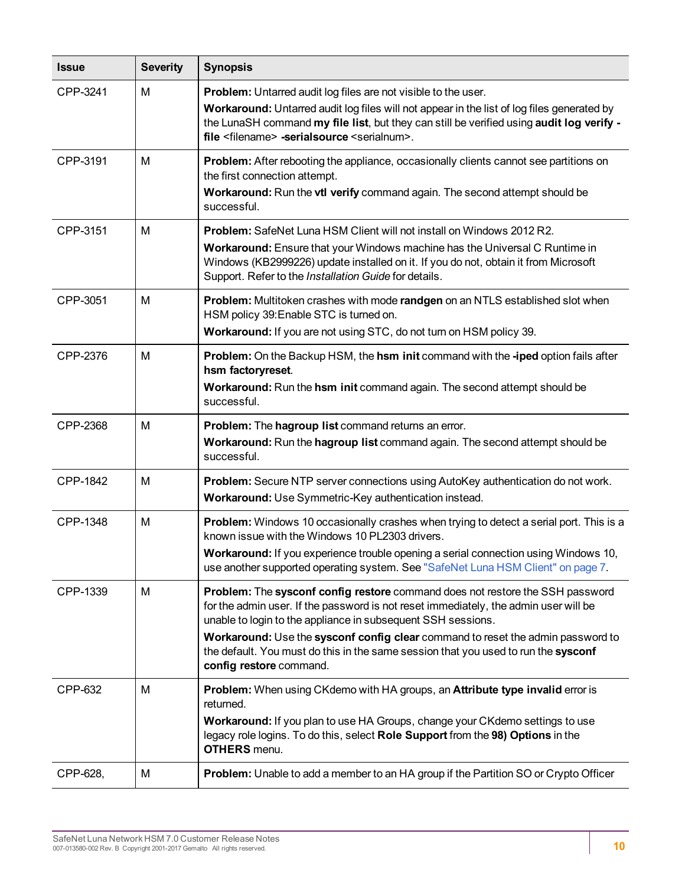| Issue | Severity | Synopsis |
| --- | --- | --- |
| CPP-3241 | M | **Problem:** Untarred audit log files are not visible to the user.<br>**Workaround:** Untarred audit log files will not appear in the list of log files generated by the LunaSH command **my file list**, but they can still be verified using **audit log verify -file** <filename> **-serialsource** <serialnum>. |
| CPP-3191 | M | **Problem:** After rebooting the appliance, occasionally clients cannot see partitions on the first connection attempt.<br>**Workaround:** Run the **vtl verify** command again. The second attempt should be successful. |
| CPP-3151 | M | **Problem:** SafeNet Luna HSM Client will not install on Windows 2012 R2.<br>**Workaround:** Ensure that your Windows machine has the Universal C Runtime in Windows (KB2999226) update installed on it. If you do not, obtain it from Microsoft Support. Refer to the *Installation Guide* for details. |
| CPP-3051 | M | **Problem:** Multitoken crashes with mode **randgen** on an NTLS established slot when HSM policy 39:Enable STC is turned on.<br>**Workaround:** If you are not using STC, do not turn on HSM policy 39. |
| CPP-2376 | M | **Problem:** On the Backup HSM, the **hsm init** command with the **-iped** option fails after **hsm factoryreset**.<br>**Workaround:** Run the **hsm init** command again. The second attempt should be successful. |
| CPP-2368 | M | **Problem:** The **hagroup list** command returns an error.<br>**Workaround:** Run the **hagroup list** command again. The second attempt should be successful. |
| CPP-1842 | M | **Problem:** Secure NTP server connections using AutoKey authentication do not work.<br>**Workaround:** Use Symmetric-Key authentication instead. |
| CPP-1348 | M | **Problem:** Windows 10 occasionally crashes when trying to detect a serial port. This is a known issue with the Windows 10 PL2303 drivers.<br>**Workaround:** If you experience trouble opening a serial connection using Windows 10, use another supported operating system. See "SafeNet Luna HSM Client" on page 7. |
| CPP-1339 | M | **Problem:** The **sysconf config restore** command does not restore the SSH password for the admin user. If the password is not reset immediately, the admin user will be unable to login to the appliance in subsequent SSH sessions.<br>**Workaround:** Use the **sysconf config clear** command to reset the admin password to the default. You must do this in the same session that you used to run the **sysconf config restore** command. |
| CPP-632 | M | **Problem:** When using CKdemo with HA groups, an **Attribute type invalid** error is returned.<br>**Workaround:** If you plan to use HA Groups, change your CKdemo settings to use legacy role logins. To do this, select **Role Support** from the **98) Options** in the **OTHERS** menu. |
| CPP-628, | M | **Problem:** Unable to add a member to an HA group if the Partition SO or Crypto Officer |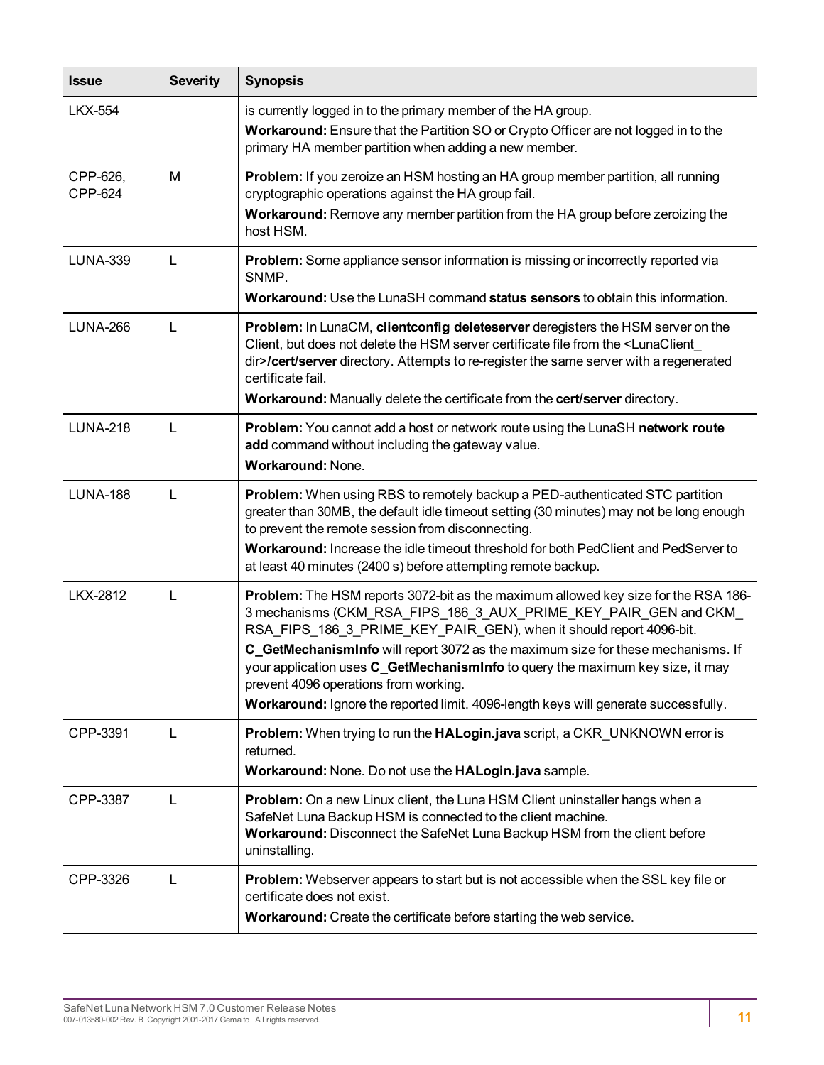| Issue | Severity | Synopsis |
|---|---|---|
| LKX-554 | | is currently logged in to the primary member of the HA group.<br>**Workaround:** Ensure that the Partition SO or Crypto Officer are not logged in to the primary HA member partition when adding a new member. |
| CPP-626, CPP-624 | M | **Problem:** If you zeroize an HSM hosting an HA group member partition, all running cryptographic operations against the HA group fail.<br>**Workaround:** Remove any member partition from the HA group before zeroizing the host HSM. |
| LUNA-339 | L | **Problem:** Some appliance sensor information is missing or incorrectly reported via SNMP.<br>**Workaround:** Use the LunaSH command **status sensors** to obtain this information. |
| LUNA-266 | L | **Problem:** In LunaCM, **clientconfig deleteserver** deregisters the HSM server on the Client, but does not delete the HSM server certificate file from the <LunaClient_dir>**/cert/server** directory. Attempts to re-register the same server with a regenerated certificate fail.<br>**Workaround:** Manually delete the certificate from the **cert/server** directory. |
| LUNA-218 | L | **Problem:** You cannot add a host or network route using the LunaSH **network route add** command without including the gateway value.<br>**Workaround:** None. |
| LUNA-188 | L | **Problem:** When using RBS to remotely backup a PED-authenticated STC partition greater than 30MB, the default idle timeout setting (30 minutes) may not be long enough to prevent the remote session from disconnecting.<br>**Workaround:** Increase the idle timeout threshold for both PedClient and PedServer to at least 40 minutes (2400 s) before attempting remote backup. |
| LKX-2812 | L | **Problem:** The HSM reports 3072-bit as the maximum allowed key size for the RSA 186-3 mechanisms (CKM_RSA_FIPS_186_3_AUX_PRIME_KEY_PAIR_GEN and CKM_RSA_FIPS_186_3_PRIME_KEY_PAIR_GEN), when it should report 4096-bit.<br>**C_GetMechanismInfo** will report 3072 as the maximum size for these mechanisms. If your application uses **C_GetMechanismInfo** to query the maximum key size, it may prevent 4096 operations from working.<br>**Workaround:** Ignore the reported limit. 4096-length keys will generate successfully. |
| CPP-3391 | L | **Problem:** When trying to run the **HALogin.java** script, a CKR_UNKNOWN error is returned.<br>**Workaround:** None. Do not use the **HALogin.java** sample. |
| CPP-3387 | L | **Problem:** On a new Linux client, the Luna HSM Client uninstaller hangs when a SafeNet Luna Backup HSM is connected to the client machine.<br>**Workaround:** Disconnect the SafeNet Luna Backup HSM from the client before uninstalling. |
| CPP-3326 | L | **Problem:** Webserver appears to start but is not accessible when the SSL key file or certificate does not exist.<br>**Workaround:** Create the certificate before starting the web service. |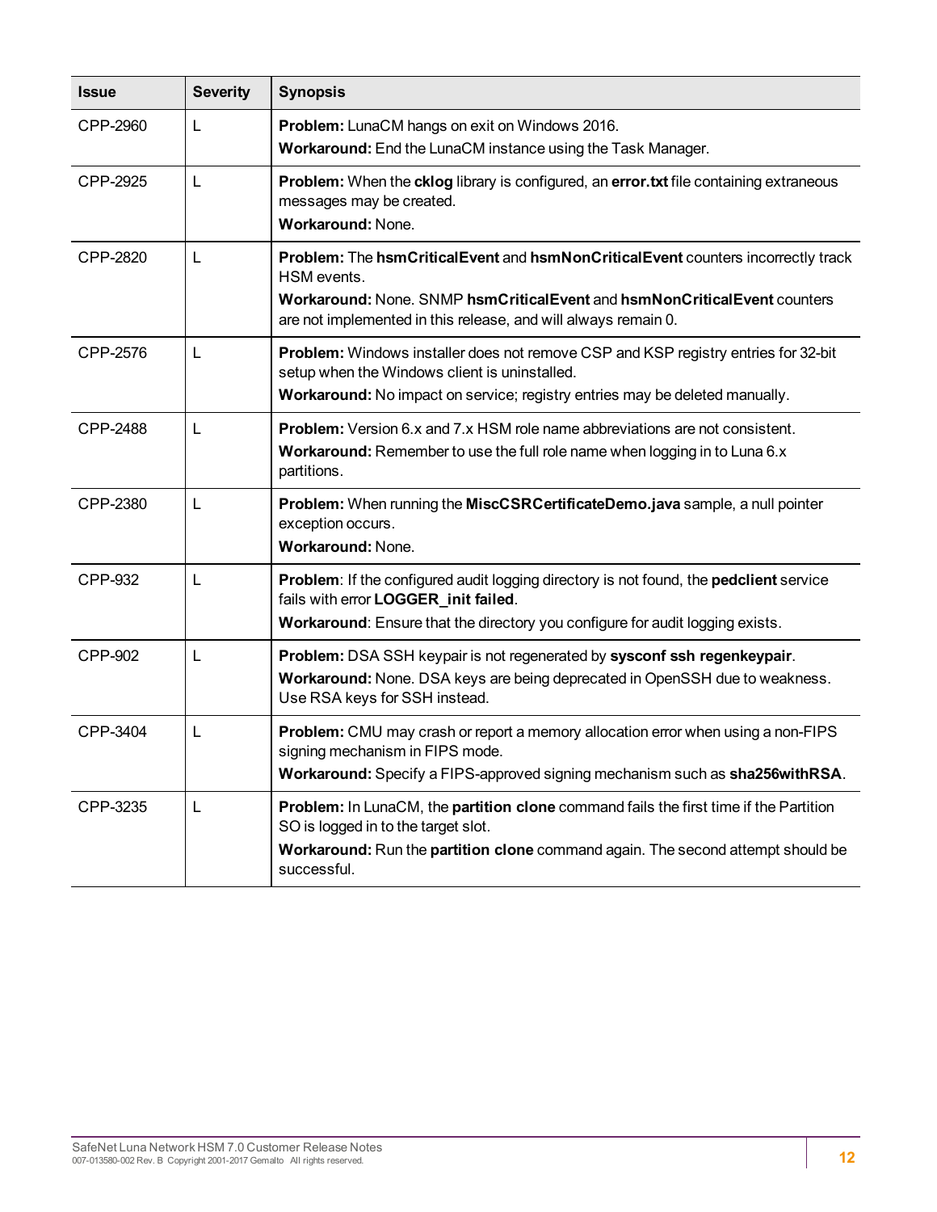| Issue | Severity | Synopsis |
|---|---|---|
| CPP-2960 | L | **Problem:** LunaCM hangs on exit on Windows 2016.<br>**Workaround:** End the LunaCM instance using the Task Manager. |
| CPP-2925 | L | **Problem:** When the **cklog** library is configured, an **error.txt** file containing extraneous messages may be created.<br>**Workaround:** None. |
| CPP-2820 | L | **Problem:** The **hsmCriticalEvent** and **hsmNonCriticalEvent** counters incorrectly track HSM events.<br>**Workaround:** None. SNMP **hsmCriticalEvent** and **hsmNonCriticalEvent** counters are not implemented in this release, and will always remain 0. |
| CPP-2576 | L | **Problem:** Windows installer does not remove CSP and KSP registry entries for 32-bit setup when the Windows client is uninstalled.<br>**Workaround:** No impact on service; registry entries may be deleted manually. |
| CPP-2488 | L | **Problem:** Version 6.x and 7.x HSM role name abbreviations are not consistent.<br>**Workaround:** Remember to use the full role name when logging in to Luna 6.x partitions. |
| CPP-2380 | L | **Problem:** When running the **MiscCSRCertificateDemo.java** sample, a null pointer exception occurs.<br>**Workaround:** None. |
| CPP-932 | L | **Problem**: If the configured audit logging directory is not found, the **pedclient** service fails with error **LOGGER_init failed**.<br>**Workaround**: Ensure that the directory you configure for audit logging exists. |
| CPP-902 | L | **Problem:** DSA SSH keypair is not regenerated by **sysconf ssh regenkeypair**.<br>**Workaround:** None. DSA keys are being deprecated in OpenSSH due to weakness. Use RSA keys for SSH instead. |
| CPP-3404 | L | **Problem:** CMU may crash or report a memory allocation error when using a non-FIPS signing mechanism in FIPS mode.<br>**Workaround:** Specify a FIPS-approved signing mechanism such as **sha256withRSA**. |
| CPP-3235 | L | **Problem:** In LunaCM, the **partition clone** command fails the first time if the Partition SO is logged in to the target slot.<br>**Workaround:** Run the **partition clone** command again. The second attempt should be successful. |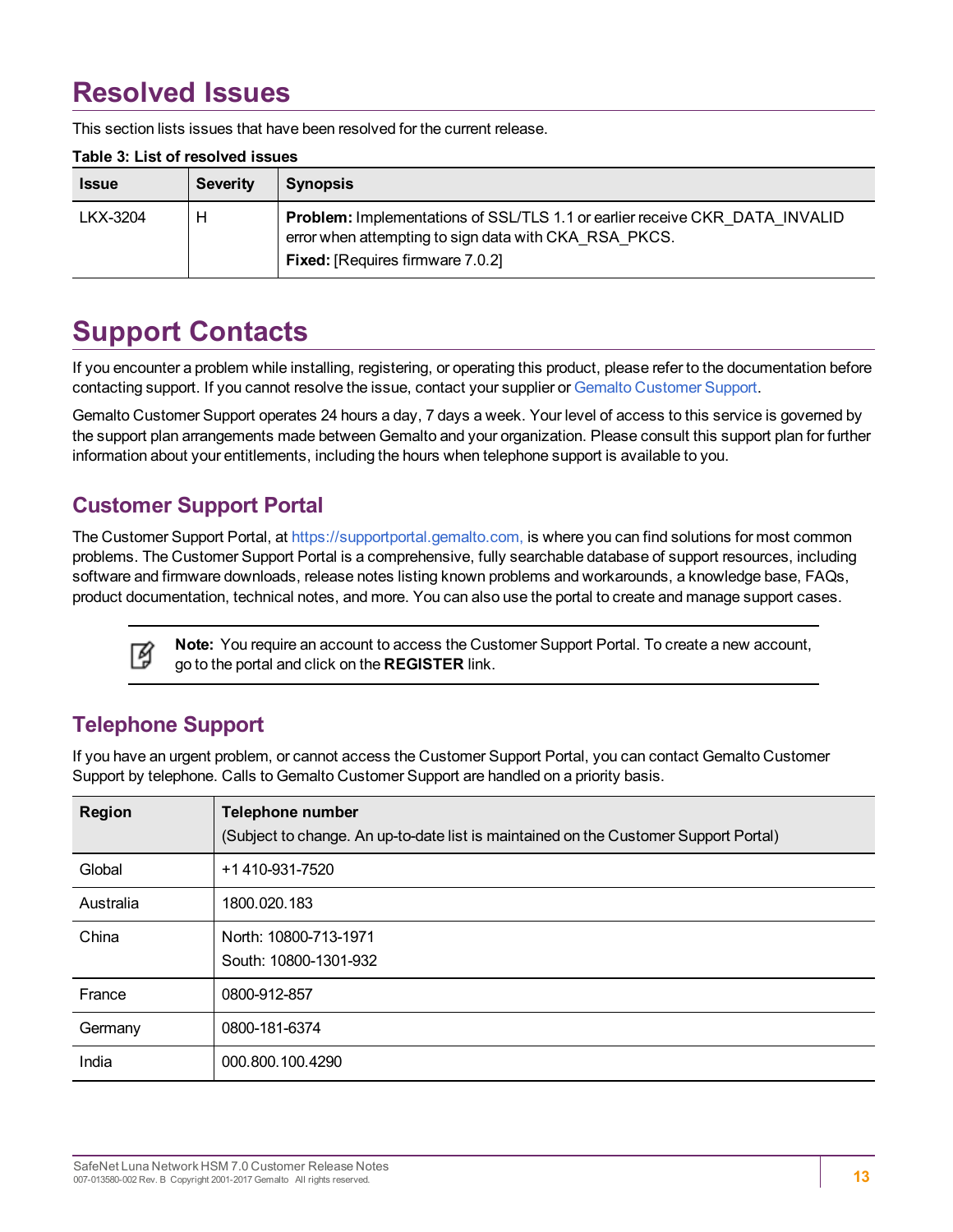# Resolved Issues

This section lists issues that have been resolved for the current release.

**Table 3: List of resolved issues**

| Issue | Severity | Synopsis |
| --- | --- | --- |
| LKX-3204 | H | **Problem:** Implementations of SSL/TLS 1.1 or earlier receive CKR_DATA_INVALID error when attempting to sign data with CKA_RSA_PKCS.<br>**Fixed:** [Requires firmware 7.0.2] |

# Support Contacts

If you encounter a problem while installing, registering, or operating this product, please refer to the documentation before contacting support. If you cannot resolve the issue, contact your supplier or Gemalto Customer Support.

Gemalto Customer Support operates 24 hours a day, 7 days a week. Your level of access to this service is governed by the support plan arrangements made between Gemalto and your organization. Please consult this support plan for further information about your entitlements, including the hours when telephone support is available to you.

## Customer Support Portal

The Customer Support Portal, at https://supportportal.gemalto.com, is where you can find solutions for most common problems. The Customer Support Portal is a comprehensive, fully searchable database of support resources, including software and firmware downloads, release notes listing known problems and workarounds, a knowledge base, FAQs, product documentation, technical notes, and more. You can also use the portal to create and manage support cases.

> **Note:** You require an account to access the Customer Support Portal. To create a new account, go to the portal and click on the **REGISTER** link.

## Telephone Support

If you have an urgent problem, or cannot access the Customer Support Portal, you can contact Gemalto Customer Support by telephone. Calls to Gemalto Customer Support are handled on a priority basis.

| Region | Telephone number<br>(Subject to change. An up-to-date list is maintained on the Customer Support Portal) |
| --- | --- |
| Global | +1 410-931-7520 |
| Australia | 1800.020.183 |
| China | North: 10800-713-1971<br>South: 10800-1301-932 |
| France | 0800-912-857 |
| Germany | 0800-181-6374 |
| India | 000.800.100.4290 |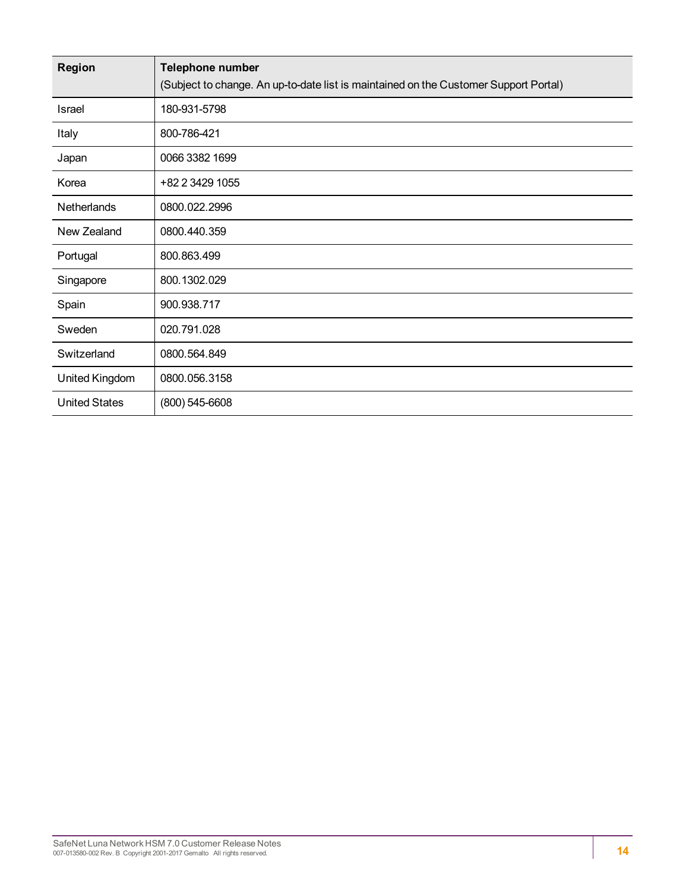| Region | Telephone number<br>(Subject to change. An up-to-date list is maintained on the Customer Support Portal) |
|---|---|
| Israel | 180-931-5798 |
| Italy | 800-786-421 |
| Japan | 0066 3382 1699 |
| Korea | +82 2 3429 1055 |
| Netherlands | 0800.022.2996 |
| New Zealand | 0800.440.359 |
| Portugal | 800.863.499 |
| Singapore | 800.1302.029 |
| Spain | 900.938.717 |
| Sweden | 020.791.028 |
| Switzerland | 0800.564.849 |
| United Kingdom | 0800.056.3158 |
| United States | (800) 545-6608 |